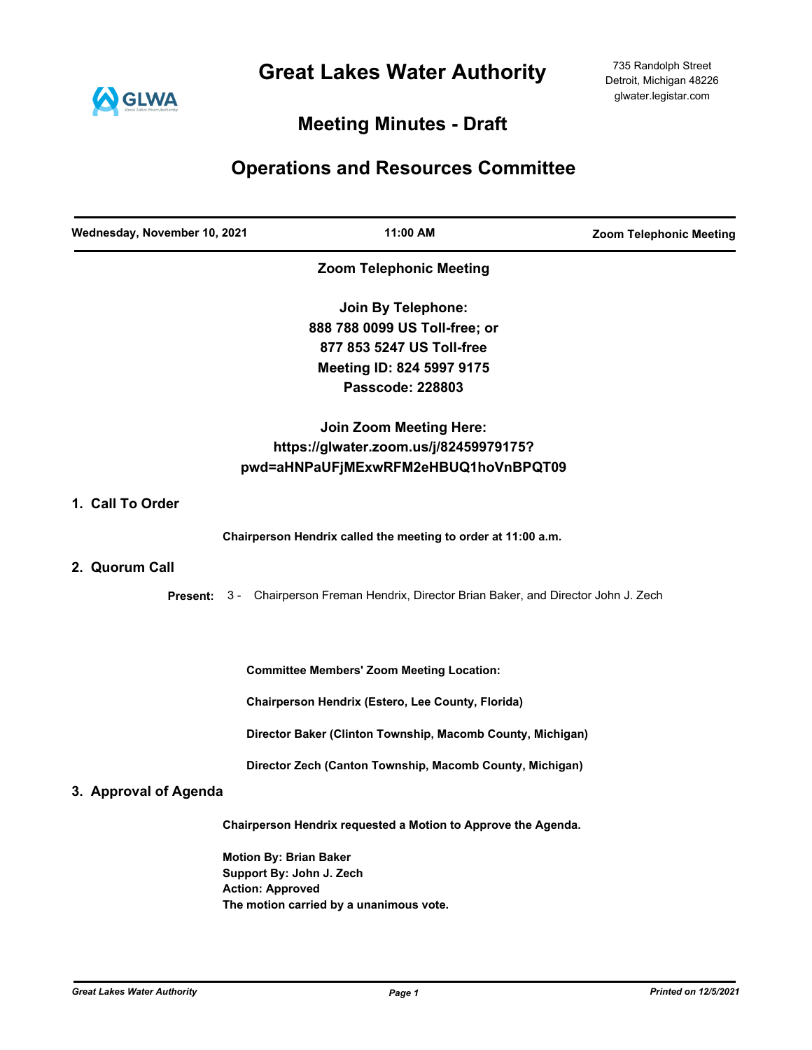# Great Lakes Water Authority

735 Randolph Street
Detroit, Michigan 48226
glwater.legistar.com

## Meeting Minutes - Draft

## Operations and Resources Committee

**Wednesday, November 10, 2021** | **11:00 AM** | **Zoom Telephonic Meeting**

**Zoom Telephonic Meeting**

**Join By Telephone:**
**888 788 0099 US Toll-free; or**
**877 853 5247 US Toll-free**
**Meeting ID: 824 5997 9175**
**Passcode: 228803**

**Join Zoom Meeting Here:**
**https://glwater.zoom.us/j/82459979175?pwd=aHNPaUFjMExwRFM2eHBUQ1hoVnBPQT09**

### 1. Call To Order

**Chairperson Hendrix called the meeting to order at 11:00 a.m.**

### 2. Quorum Call

**Present:** 3 - Chairperson Freman Hendrix, Director Brian Baker, and Director John J. Zech

**Committee Members' Zoom Meeting Location:**

**Chairperson Hendrix (Estero, Lee County, Florida)**

**Director Baker (Clinton Township, Macomb County, Michigan)**

**Director Zech (Canton Township, Macomb County, Michigan)**

### 3. Approval of Agenda

**Chairperson Hendrix requested a Motion to Approve the Agenda.**

**Motion By: Brian Baker**
**Support By: John J. Zech**
**Action: Approved**
**The motion carried by a unanimous vote.**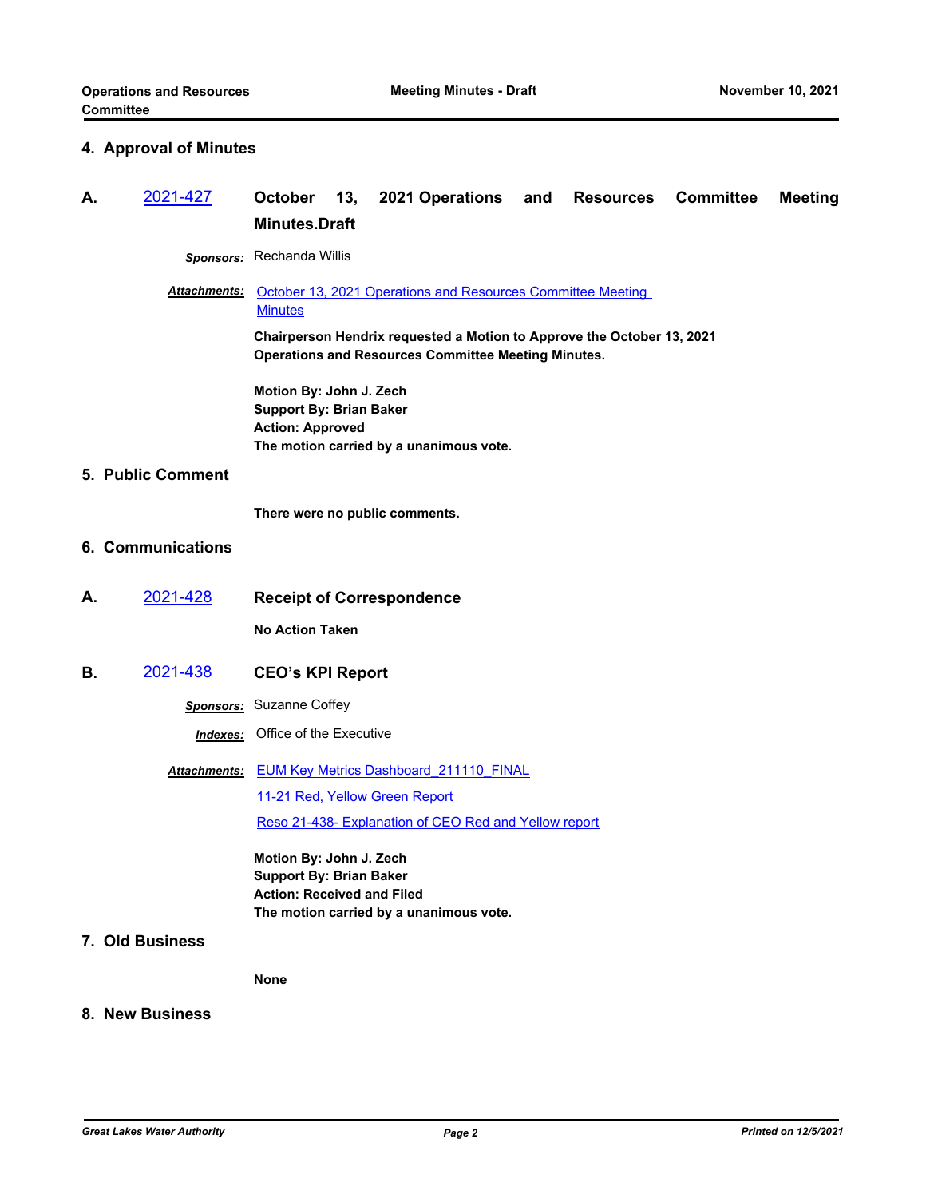## 4. Approval of Minutes

**A.** 2021-427 **October 13, 2021 Operations and Resources Committee Meeting Minutes.Draft**

***Sponsors:*** Rechanda Willis

***Attachments:*** October 13, 2021 Operations and Resources Committee Meeting Minutes

**Chairperson Hendrix requested a Motion to Approve the October 13, 2021 Operations and Resources Committee Meeting Minutes.**

**Motion By: John J. Zech**
**Support By: Brian Baker**
**Action: Approved**
**The motion carried by a unanimous vote.**

## 5. Public Comment

**There were no public comments.**

## 6. Communications

**A.** 2021-428 **Receipt of Correspondence**

**No Action Taken**

**B.** 2021-438 **CEO's KPI Report**

***Sponsors:*** Suzanne Coffey

***Indexes:*** Office of the Executive

***Attachments:*** EUM Key Metrics Dashboard_211110_FINAL
11-21 Red, Yellow Green Report
Reso 21-438- Explanation of CEO Red and Yellow report

**Motion By: John J. Zech**
**Support By: Brian Baker**
**Action: Received and Filed**
**The motion carried by a unanimous vote.**

## 7. Old Business

**None**

## 8. New Business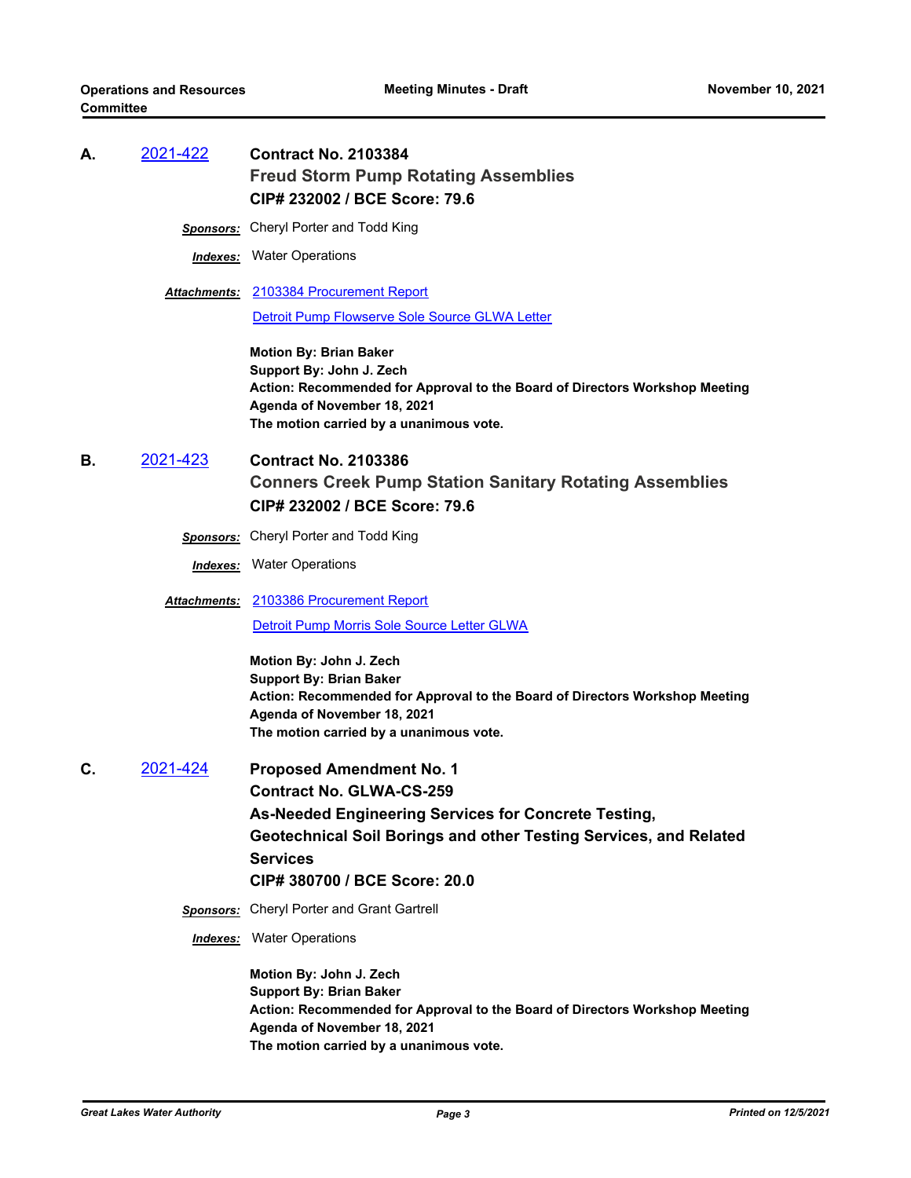**A.** [2021-422](2021-422) **Contract No. 2103384**

**Freud Storm Pump Rotating Assemblies**

**CIP# 232002 / BCE Score: 79.6**

***Sponsors:*** Cheryl Porter and Todd King

***Indexes:*** Water Operations

***Attachments:*** [2103384 Procurement Report](2103384 Procurement Report)

[Detroit Pump Flowserve Sole Source GLWA Letter](Detroit Pump Flowserve Sole Source GLWA Letter)

**Motion By: Brian Baker**
**Support By: John J. Zech**
**Action: Recommended for Approval to the Board of Directors Workshop Meeting Agenda of November 18, 2021**
**The motion carried by a unanimous vote.**

**B.** [2021-423](2021-423) **Contract No. 2103386**

**Conners Creek Pump Station Sanitary Rotating Assemblies**

**CIP# 232002 / BCE Score: 79.6**

***Sponsors:*** Cheryl Porter and Todd King

***Indexes:*** Water Operations

***Attachments:*** [2103386 Procurement Report](2103386 Procurement Report)

[Detroit Pump Morris Sole Source Letter GLWA](Detroit Pump Morris Sole Source Letter GLWA)

**Motion By: John J. Zech**
**Support By: Brian Baker**
**Action: Recommended for Approval to the Board of Directors Workshop Meeting Agenda of November 18, 2021**
**The motion carried by a unanimous vote.**

**C.** [2021-424](2021-424) **Proposed Amendment No. 1**

**Contract No. GLWA-CS-259**

**As-Needed Engineering Services for Concrete Testing, Geotechnical Soil Borings and other Testing Services, and Related Services**

**CIP# 380700 / BCE Score: 20.0**

***Sponsors:*** Cheryl Porter and Grant Gartrell

***Indexes:*** Water Operations

**Motion By: John J. Zech**
**Support By: Brian Baker**
**Action: Recommended for Approval to the Board of Directors Workshop Meeting Agenda of November 18, 2021**
**The motion carried by a unanimous vote.**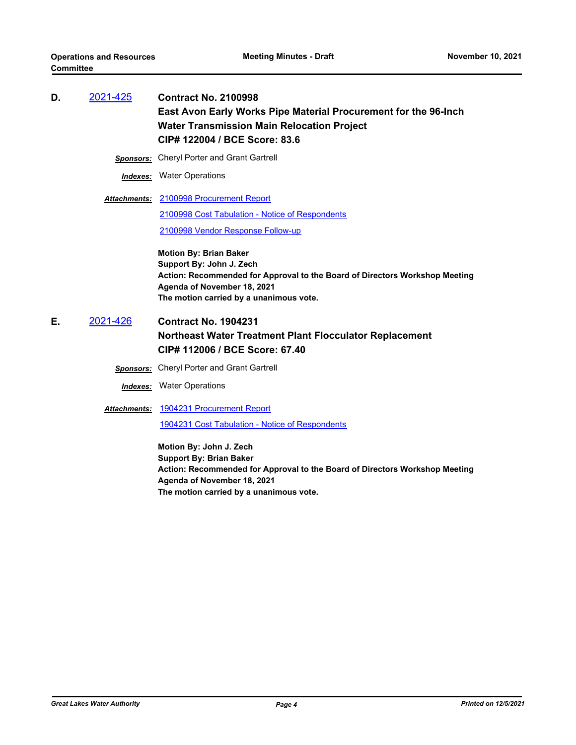**D.** 2021-425 **Contract No. 2100998**
**East Avon Early Works Pipe Material Procurement for the 96-Inch Water Transmission Main Relocation Project**
**CIP# 122004 / BCE Score: 83.6**

***Sponsors:*** Cheryl Porter and Grant Gartrell

***Indexes:*** Water Operations

***Attachments:*** 2100998 Procurement Report
2100998 Cost Tabulation - Notice of Respondents
2100998 Vendor Response Follow-up

**Motion By: Brian Baker**
**Support By: John J. Zech**
**Action: Recommended for Approval to the Board of Directors Workshop Meeting Agenda of November 18, 2021**
**The motion carried by a unanimous vote.**

**E.** 2021-426 **Contract No. 1904231**
**Northeast Water Treatment Plant Flocculator Replacement**
**CIP# 112006 / BCE Score: 67.40**

***Sponsors:*** Cheryl Porter and Grant Gartrell

***Indexes:*** Water Operations

***Attachments:*** 1904231 Procurement Report
1904231 Cost Tabulation - Notice of Respondents

**Motion By: John J. Zech**
**Support By: Brian Baker**
**Action: Recommended for Approval to the Board of Directors Workshop Meeting Agenda of November 18, 2021**
**The motion carried by a unanimous vote.**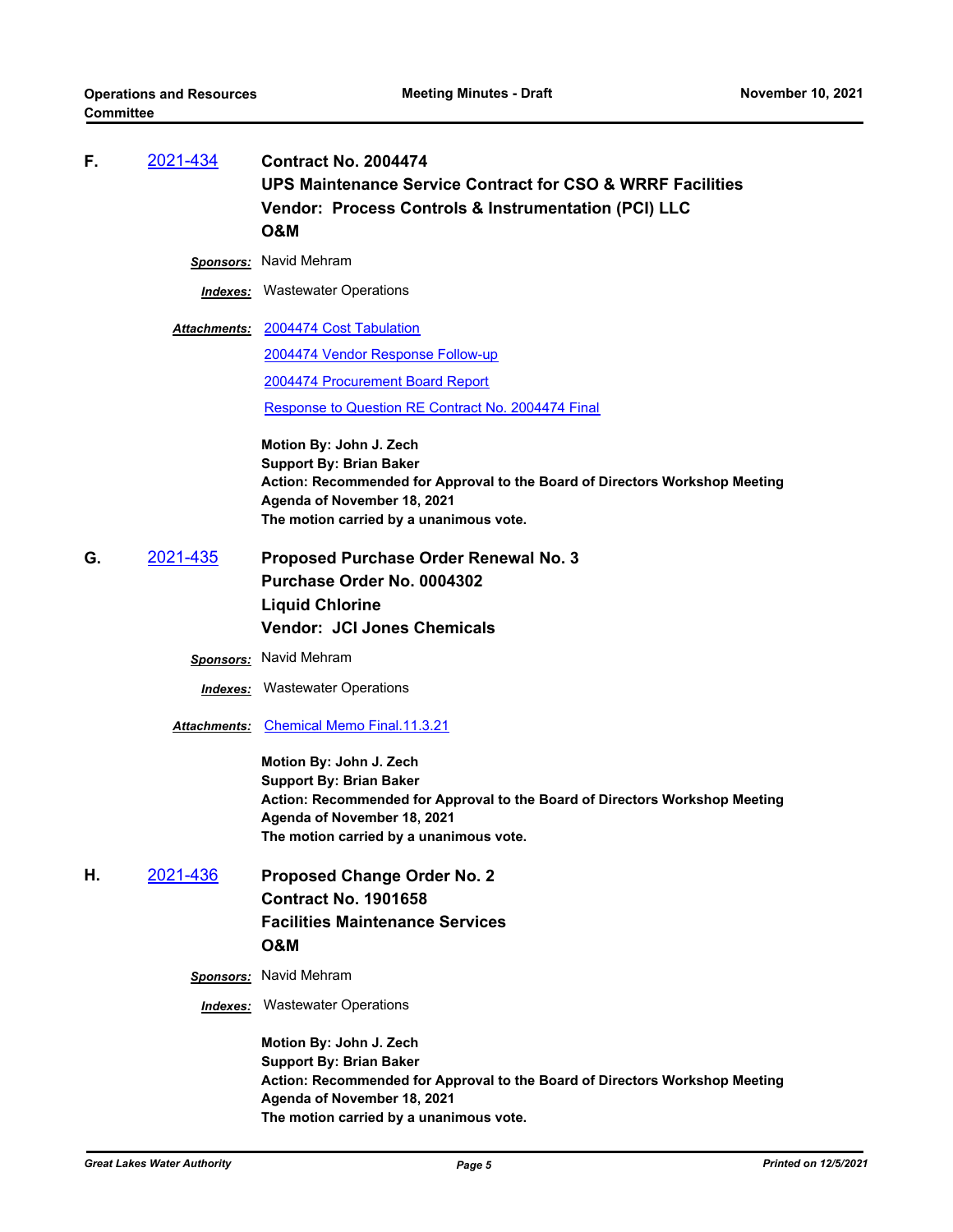**F.** 2021-434 **Contract No. 2004474**
**UPS Maintenance Service Contract for CSO & WRRF Facilities**
**Vendor: Process Controls & Instrumentation (PCI) LLC**
**O&M**

***Sponsors:*** Navid Mehram

***Indexes:*** Wastewater Operations

***Attachments:*** 2004474 Cost Tabulation
2004474 Vendor Response Follow-up
2004474 Procurement Board Report
Response to Question RE Contract No. 2004474 Final

**Motion By: John J. Zech**
**Support By: Brian Baker**
**Action: Recommended for Approval to the Board of Directors Workshop Meeting Agenda of November 18, 2021**
**The motion carried by a unanimous vote.**

**G.** 2021-435 **Proposed Purchase Order Renewal No. 3**
**Purchase Order No. 0004302**
**Liquid Chlorine**
**Vendor: JCI Jones Chemicals**

***Sponsors:*** Navid Mehram

***Indexes:*** Wastewater Operations

***Attachments:*** Chemical Memo Final.11.3.21

**Motion By: John J. Zech**
**Support By: Brian Baker**
**Action: Recommended for Approval to the Board of Directors Workshop Meeting Agenda of November 18, 2021**
**The motion carried by a unanimous vote.**

**H.** 2021-436 **Proposed Change Order No. 2**
**Contract No. 1901658**
**Facilities Maintenance Services**
**O&M**

***Sponsors:*** Navid Mehram

***Indexes:*** Wastewater Operations

**Motion By: John J. Zech**
**Support By: Brian Baker**
**Action: Recommended for Approval to the Board of Directors Workshop Meeting Agenda of November 18, 2021**
**The motion carried by a unanimous vote.**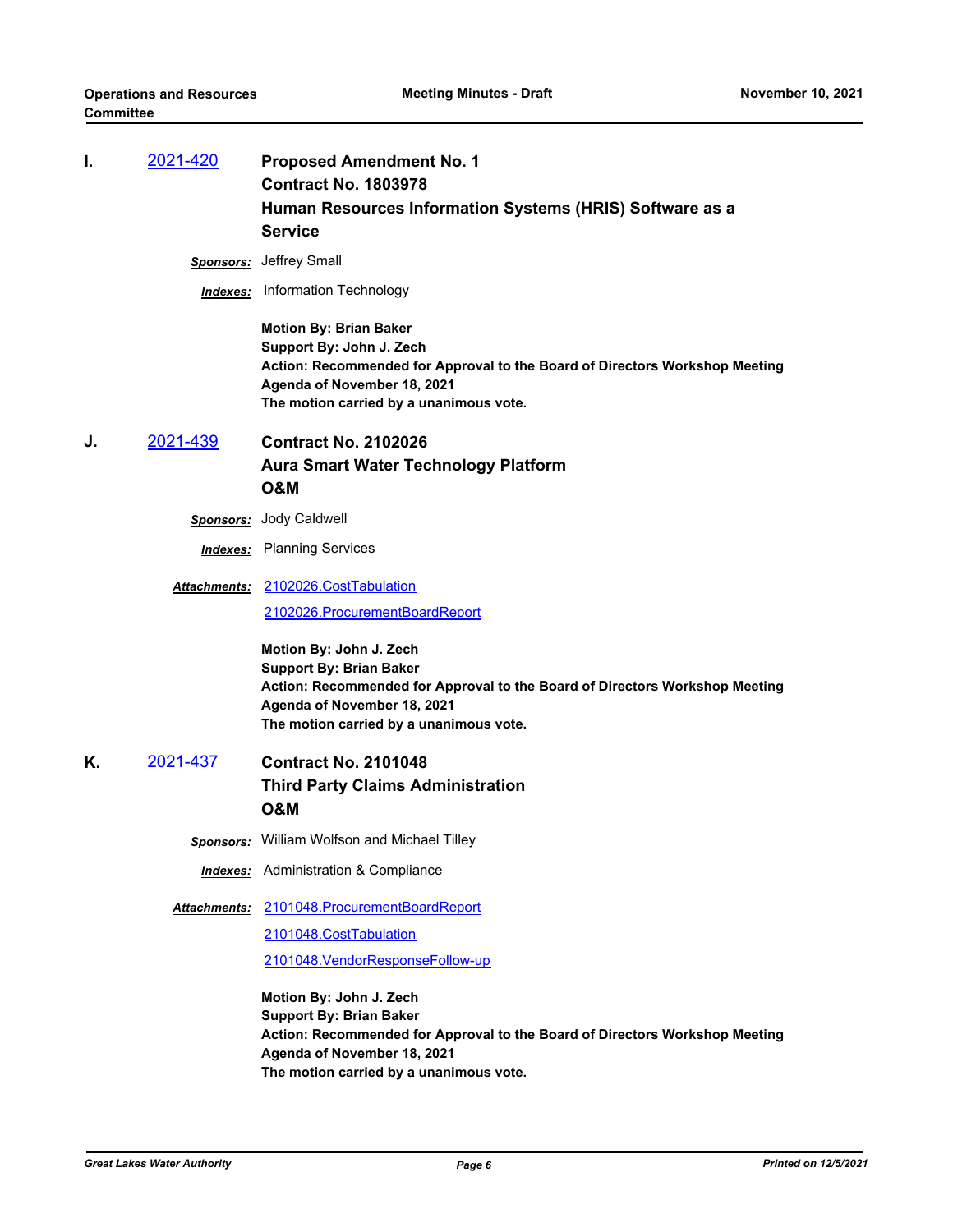**I.** 2021-420 **Proposed Amendment No. 1**
**Contract No. 1803978**
**Human Resources Information Systems (HRIS) Software as a Service**

***Sponsors:*** Jeffrey Small

***Indexes:*** Information Technology

**Motion By: Brian Baker**
**Support By: John J. Zech**
**Action: Recommended for Approval to the Board of Directors Workshop Meeting Agenda of November 18, 2021**
**The motion carried by a unanimous vote.**

**J.** 2021-439 **Contract No. 2102026**
**Aura Smart Water Technology Platform**
**O&M**

***Sponsors:*** Jody Caldwell

***Indexes:*** Planning Services

***Attachments:*** 2102026.CostTabulation
2102026.ProcurementBoardReport

**Motion By: John J. Zech**
**Support By: Brian Baker**
**Action: Recommended for Approval to the Board of Directors Workshop Meeting Agenda of November 18, 2021**
**The motion carried by a unanimous vote.**

**K.** 2021-437 **Contract No. 2101048**
**Third Party Claims Administration**
**O&M**

***Sponsors:*** William Wolfson and Michael Tilley

***Indexes:*** Administration & Compliance

***Attachments:*** 2101048.ProcurementBoardReport
2101048.CostTabulation
2101048.VendorResponseFollow-up

**Motion By: John J. Zech**
**Support By: Brian Baker**
**Action: Recommended for Approval to the Board of Directors Workshop Meeting Agenda of November 18, 2021**
**The motion carried by a unanimous vote.**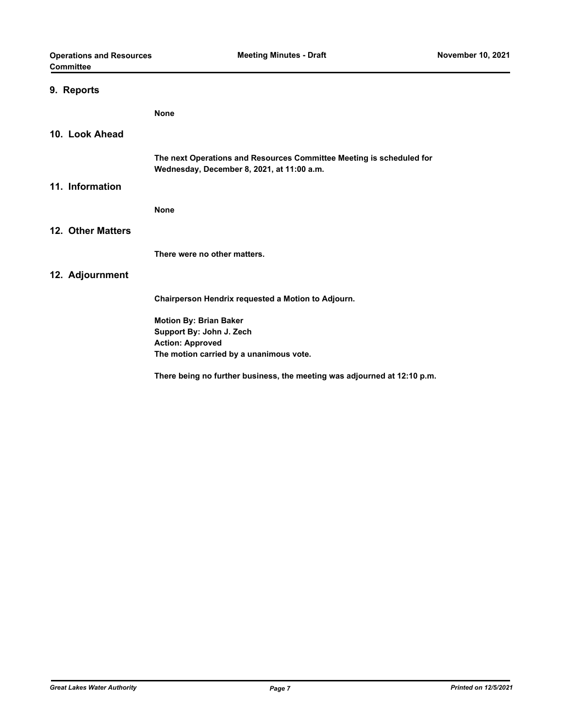## 9. Reports

**None**

## 10. Look Ahead

**The next Operations and Resources Committee Meeting is scheduled for Wednesday, December 8, 2021, at 11:00 a.m.**

## 11. Information

**None**

## 12. Other Matters

**There were no other matters.**

## 12. Adjournment

**Chairperson Hendrix requested a Motion to Adjourn.**

**Motion By: Brian Baker**
**Support By: John J. Zech**
**Action: Approved**
**The motion carried by a unanimous vote.**

**There being no further business, the meeting was adjourned at 12:10 p.m.**